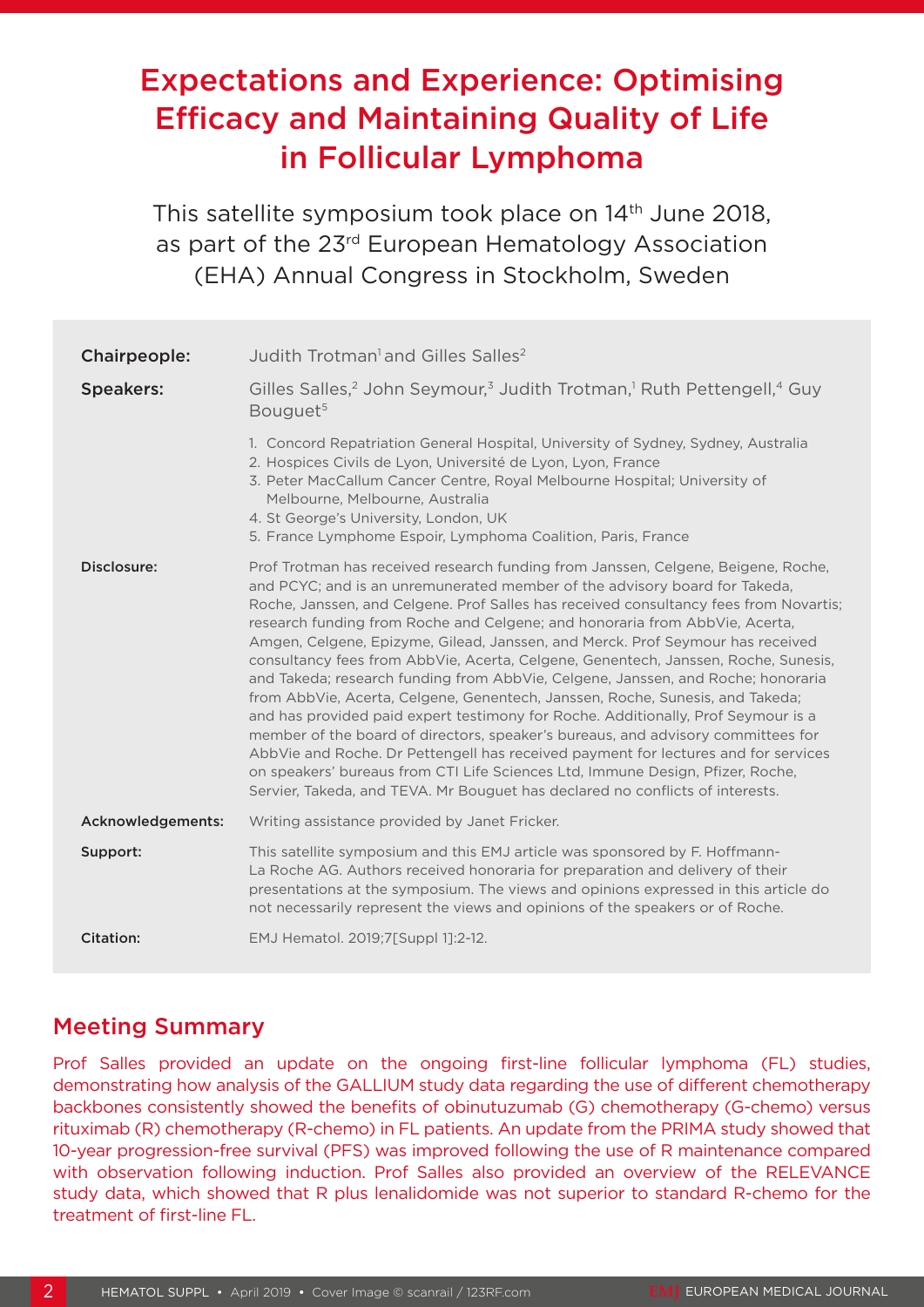# Expectations and Experience: Optimising Efficacy and Maintaining Quality of Life in Follicular Lymphoma

This satellite symposium took place on 14th June 2018, as part of the 23rd European Hematology Association (EHA) Annual Congress in Stockholm, Sweden

| | |
|---|---|
| **Chairpeople:** | Judith Trotman[1] and Gilles Salles[2] |
| **Speakers:** | Gilles Salles,[2] John Seymour,[3] Judith Trotman,[1] Ruth Pettengell,[4] Guy Bouguet[5] |
| | 1. Concord Repatriation General Hospital, University of Sydney, Sydney, Australia<br>2. Hospices Civils de Lyon, Université de Lyon, Lyon, France<br>3. Peter MacCallum Cancer Centre, Royal Melbourne Hospital; University of Melbourne, Melbourne, Australia<br>4. St George's University, London, UK<br>5. France Lymphome Espoir, Lymphoma Coalition, Paris, France |
| **Disclosure:** | Prof Trotman has received research funding from Janssen, Celgene, Beigene, Roche, and PCYC; and is an unremunerated member of the advisory board for Takeda, Roche, Janssen, and Celgene. Prof Salles has received consultancy fees from Novartis; research funding from Roche and Celgene; and honoraria from AbbVie, Acerta, Amgen, Celgene, Epizyme, Gilead, Janssen, and Merck. Prof Seymour has received consultancy fees from AbbVie, Acerta, Celgene, Genentech, Janssen, Roche, Sunesis, and Takeda; research funding from AbbVie, Celgene, Janssen, and Roche; honoraria from AbbVie, Acerta, Celgene, Genentech, Janssen, Roche, Sunesis, and Takeda; and has provided paid expert testimony for Roche. Additionally, Prof Seymour is a member of the board of directors, speaker's bureaus, and advisory committees for AbbVie and Roche. Dr Pettengell has received payment for lectures and for services on speakers' bureaus from CTI Life Sciences Ltd, Immune Design, Pfizer, Roche, Servier, Takeda, and TEVA. Mr Bouguet has declared no conflicts of interests. |
| **Acknowledgements:** | Writing assistance provided by Janet Fricker. |
| **Support:** | This satellite symposium and this EMJ article was sponsored by F. Hoffmann-La Roche AG. Authors received honoraria for preparation and delivery of their presentations at the symposium. The views and opinions expressed in this article do not necessarily represent the views and opinions of the speakers or of Roche. |
| **Citation:** | EMJ Hematol. 2019;7[Suppl 1]:2-12. |

## Meeting Summary

Prof Salles provided an update on the ongoing first-line follicular lymphoma (FL) studies, demonstrating how analysis of the GALLIUM study data regarding the use of different chemotherapy backbones consistently showed the benefits of obinutuzumab (G) chemotherapy (G-chemo) versus rituximab (R) chemotherapy (R-chemo) in FL patients. An update from the PRIMA study showed that 10-year progression-free survival (PFS) was improved following the use of R maintenance compared with observation following induction. Prof Salles also provided an overview of the RELEVANCE study data, which showed that R plus lenalidomide was not superior to standard R-chemo for the treatment of first-line FL.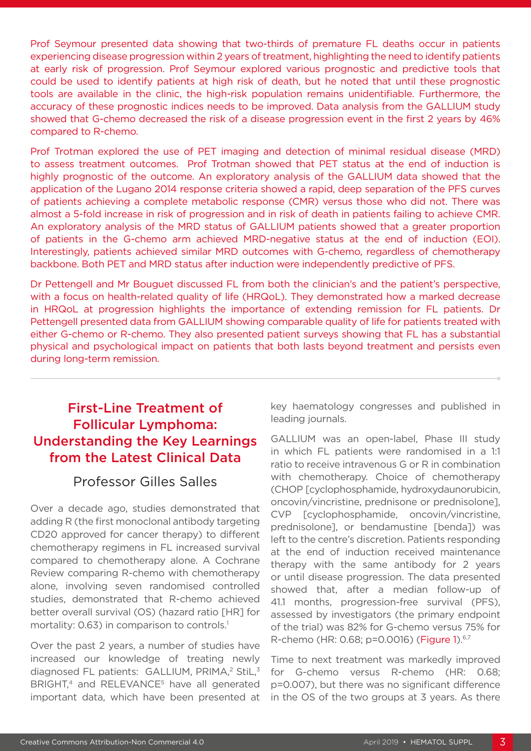Prof Seymour presented data showing that two-thirds of premature FL deaths occur in patients experiencing disease progression within 2 years of treatment, highlighting the need to identify patients at early risk of progression. Prof Seymour explored various prognostic and predictive tools that could be used to identify patients at high risk of death, but he noted that until these prognostic tools are available in the clinic, the high-risk population remains unidentifiable. Furthermore, the accuracy of these prognostic indices needs to be improved. Data analysis from the GALLIUM study showed that G-chemo decreased the risk of a disease progression event in the first 2 years by 46% compared to R-chemo.

Prof Trotman explored the use of PET imaging and detection of minimal residual disease (MRD) to assess treatment outcomes. Prof Trotman showed that PET status at the end of induction is highly prognostic of the outcome. An exploratory analysis of the GALLIUM data showed that the application of the Lugano 2014 response criteria showed a rapid, deep separation of the PFS curves of patients achieving a complete metabolic response (CMR) versus those who did not. There was almost a 5-fold increase in risk of progression and in risk of death in patients failing to achieve CMR. An exploratory analysis of the MRD status of GALLIUM patients showed that a greater proportion of patients in the G-chemo arm achieved MRD-negative status at the end of induction (EOI). Interestingly, patients achieved similar MRD outcomes with G-chemo, regardless of chemotherapy backbone. Both PET and MRD status after induction were independently predictive of PFS.

Dr Pettengell and Mr Bouguet discussed FL from both the clinician's and the patient's perspective, with a focus on health-related quality of life (HRQoL). They demonstrated how a marked decrease in HRQoL at progression highlights the importance of extending remission for FL patients. Dr Pettengell presented data from GALLIUM showing comparable quality of life for patients treated with either G-chemo or R-chemo. They also presented patient surveys showing that FL has a substantial physical and psychological impact on patients that both lasts beyond treatment and persists even during long-term remission.

## First-Line Treatment of Follicular Lymphoma: Understanding the Key Learnings from the Latest Clinical Data

### Professor Gilles Salles

Over a decade ago, studies demonstrated that adding R (the first monoclonal antibody targeting CD20 approved for cancer therapy) to different chemotherapy regimens in FL increased survival compared to chemotherapy alone. A Cochrane Review comparing R-chemo with chemotherapy alone, involving seven randomised controlled studies, demonstrated that R-chemo achieved better overall survival (OS) (hazard ratio [HR] for mortality: 0.63) in comparison to controls.[1]

Over the past 2 years, a number of studies have increased our knowledge of treating newly diagnosed FL patients: GALLIUM, PRIMA,[2] StiL,[3] BRIGHT,[4] and RELEVANCE[5] have all generated important data, which have been presented at key haematology congresses and published in leading journals.

GALLIUM was an open-label, Phase III study in which FL patients were randomised in a 1:1 ratio to receive intravenous G or R in combination with chemotherapy. Choice of chemotherapy (CHOP [cyclophosphamide, hydroxydaunorubicin, oncovin/vincristine, prednisone or prednisolone], CVP [cyclophosphamide, oncovin/vincristine, prednisolone], or bendamustine [benda]) was left to the centre's discretion. Patients responding at the end of induction received maintenance therapy with the same antibody for 2 years or until disease progression. The data presented showed that, after a median follow-up of 41.1 months, progression-free survival (PFS), assessed by investigators (the primary endpoint of the trial) was 82% for G-chemo versus 75% for R-chemo (HR: 0.68; p=0.0016) (Figure 1).[6,7]

Time to next treatment was markedly improved for G-chemo versus R-chemo (HR: 0.68; p=0.007), but there was no significant difference in the OS of the two groups at 3 years. As there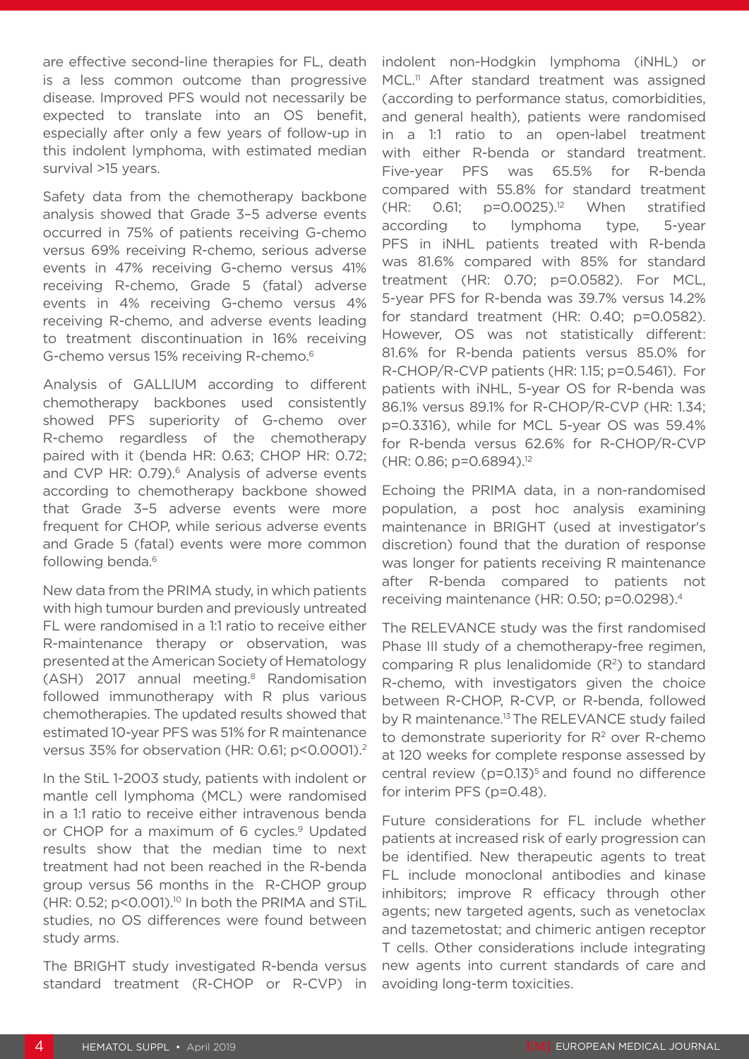are effective second-line therapies for FL, death is a less common outcome than progressive disease. Improved PFS would not necessarily be expected to translate into an OS benefit, especially after only a few years of follow-up in this indolent lymphoma, with estimated median survival >15 years.

Safety data from the chemotherapy backbone analysis showed that Grade 3–5 adverse events occurred in 75% of patients receiving G-chemo versus 69% receiving R-chemo, serious adverse events in 47% receiving G-chemo versus 41% receiving R-chemo, Grade 5 (fatal) adverse events in 4% receiving G-chemo versus 4% receiving R-chemo, and adverse events leading to treatment discontinuation in 16% receiving G-chemo versus 15% receiving R-chemo.[6]

Analysis of GALLIUM according to different chemotherapy backbones used consistently showed PFS superiority of G-chemo over R-chemo regardless of the chemotherapy paired with it (benda HR: 0.63; CHOP HR: 0.72; and CVP HR: 0.79).[6] Analysis of adverse events according to chemotherapy backbone showed that Grade 3–5 adverse events were more frequent for CHOP, while serious adverse events and Grade 5 (fatal) events were more common following benda.[6]

New data from the PRIMA study, in which patients with high tumour burden and previously untreated FL were randomised in a 1:1 ratio to receive either R-maintenance therapy or observation, was presented at the American Society of Hematology (ASH) 2017 annual meeting.[8] Randomisation followed immunotherapy with R plus various chemotherapies. The updated results showed that estimated 10-year PFS was 51% for R maintenance versus 35% for observation (HR: 0.61; p<0.0001).[2]

In the StiL 1-2003 study, patients with indolent or mantle cell lymphoma (MCL) were randomised in a 1:1 ratio to receive either intravenous benda or CHOP for a maximum of 6 cycles.[9] Updated results show that the median time to next treatment had not been reached in the R-benda group versus 56 months in the R-CHOP group (HR: 0.52; p<0.001).[10] In both the PRIMA and STiL studies, no OS differences were found between study arms.

The BRIGHT study investigated R-benda versus standard treatment (R-CHOP or R-CVP) in indolent non-Hodgkin lymphoma (iNHL) or MCL.[11] After standard treatment was assigned (according to performance status, comorbidities, and general health), patients were randomised in a 1:1 ratio to an open-label treatment with either R-benda or standard treatment. Five-year PFS was 65.5% for R-benda compared with 55.8% for standard treatment (HR: 0.61; p=0.0025).[12] When stratified according to lymphoma type, 5-year PFS in iNHL patients treated with R-benda was 81.6% compared with 85% for standard treatment (HR: 0.70; p=0.0582). For MCL, 5-year PFS for R-benda was 39.7% versus 14.2% for standard treatment (HR: 0.40; p=0.0582). However, OS was not statistically different: 81.6% for R-benda patients versus 85.0% for R-CHOP/R-CVP patients (HR: 1.15; p=0.5461). For patients with iNHL, 5-year OS for R-benda was 86.1% versus 89.1% for R-CHOP/R-CVP (HR: 1.34; p=0.3316), while for MCL 5-year OS was 59.4% for R-benda versus 62.6% for R-CHOP/R-CVP (HR: 0.86; p=0.6894).[12]

Echoing the PRIMA data, in a non-randomised population, a post hoc analysis examining maintenance in BRIGHT (used at investigator's discretion) found that the duration of response was longer for patients receiving R maintenance after R-benda compared to patients not receiving maintenance (HR: 0.50; p=0.0298).[4]

The RELEVANCE study was the first randomised Phase III study of a chemotherapy-free regimen, comparing R plus lenalidomide ($R^2$) to standard R-chemo, with investigators given the choice between R-CHOP, R-CVP, or R-benda, followed by R maintenance.[13] The RELEVANCE study failed to demonstrate superiority for $R^2$ over R-chemo at 120 weeks for complete response assessed by central review (p=0.13)[5] and found no difference for interim PFS (p=0.48).

Future considerations for FL include whether patients at increased risk of early progression can be identified. New therapeutic agents to treat FL include monoclonal antibodies and kinase inhibitors; improve R efficacy through other agents; new targeted agents, such as venetoclax and tazemetostat; and chimeric antigen receptor T cells. Other considerations include integrating new agents into current standards of care and avoiding long-term toxicities.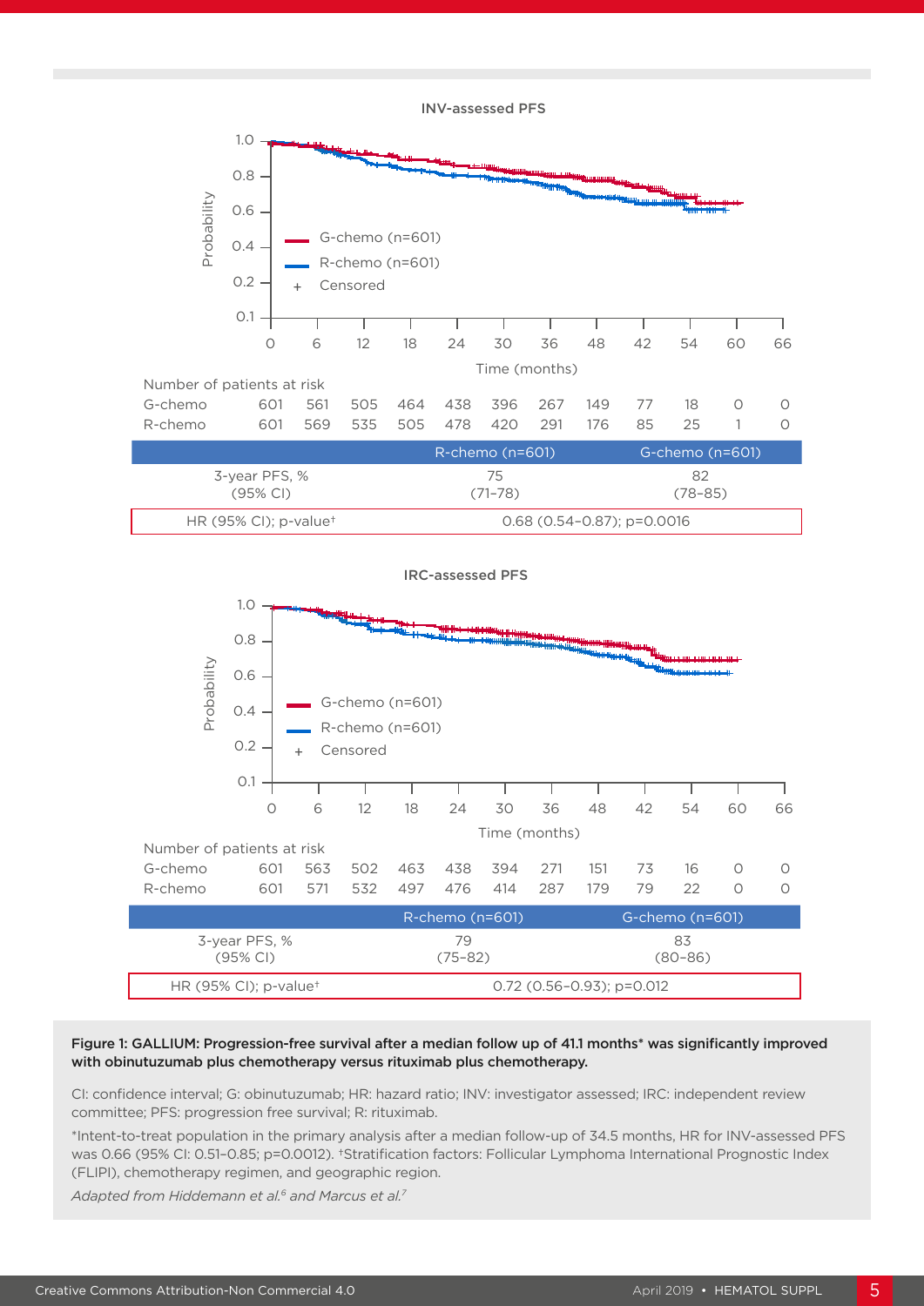**INV-assessed PFS**

Number of patients at risk

| Time (months) | 0 | 6 | 12 | 18 | 24 | 30 | 36 | 48 | 42 | 54 | 60 | 66 |
|---|---|---|---|---|---|---|---|---|---|---|---|---|
| G-chemo | 601 | 561 | 505 | 464 | 438 | 396 | 267 | 149 | 77 | 18 | 0 | 0 |
| R-chemo | 601 | 569 | 535 | 505 | 478 | 420 | 291 | 176 | 85 | 25 | 1 | 0 |

| | R-chemo (n=601) | G-chemo (n=601) |
|---|---|---|
| 3-year PFS, % (95% CI) | 75 (71–78) | 82 (78–85) |
| HR (95% CI); p-value† | 0.68 (0.54–0.87); p=0.0016 | |

**IRC-assessed PFS**

Number of patients at risk

| Time (months) | 0 | 6 | 12 | 18 | 24 | 30 | 36 | 48 | 42 | 54 | 60 | 66 |
|---|---|---|---|---|---|---|---|---|---|---|---|---|
| G-chemo | 601 | 563 | 502 | 463 | 438 | 394 | 271 | 151 | 73 | 16 | 0 | 0 |
| R-chemo | 601 | 571 | 532 | 497 | 476 | 414 | 287 | 179 | 79 | 22 | 0 | 0 |

| | R-chemo (n=601) | G-chemo (n=601) |
|---|---|---|
| 3-year PFS, % (95% CI) | 79 (75–82) | 83 (80–86) |
| HR (95% CI); p-value† | 0.72 (0.56–0.93); p=0.012 | |

**Figure 1: GALLIUM: Progression-free survival after a median follow up of 41.1 months\* was significantly improved with obinutuzumab plus chemotherapy versus rituximab plus chemotherapy.**

CI: confidence interval; G: obinutuzumab; HR: hazard ratio; INV: investigator assessed; IRC: independent review committee; PFS: progression free survival; R: rituximab.

\*Intent-to-treat population in the primary analysis after a median follow-up of 34.5 months, HR for INV-assessed PFS was 0.66 (95% CI: 0.51–0.85; p=0.0012). †Stratification factors: Follicular Lymphoma International Prognostic Index (FLIPI), chemotherapy regimen, and geographic region.

*Adapted from Hiddemann et al.[6] and Marcus et al.[7]*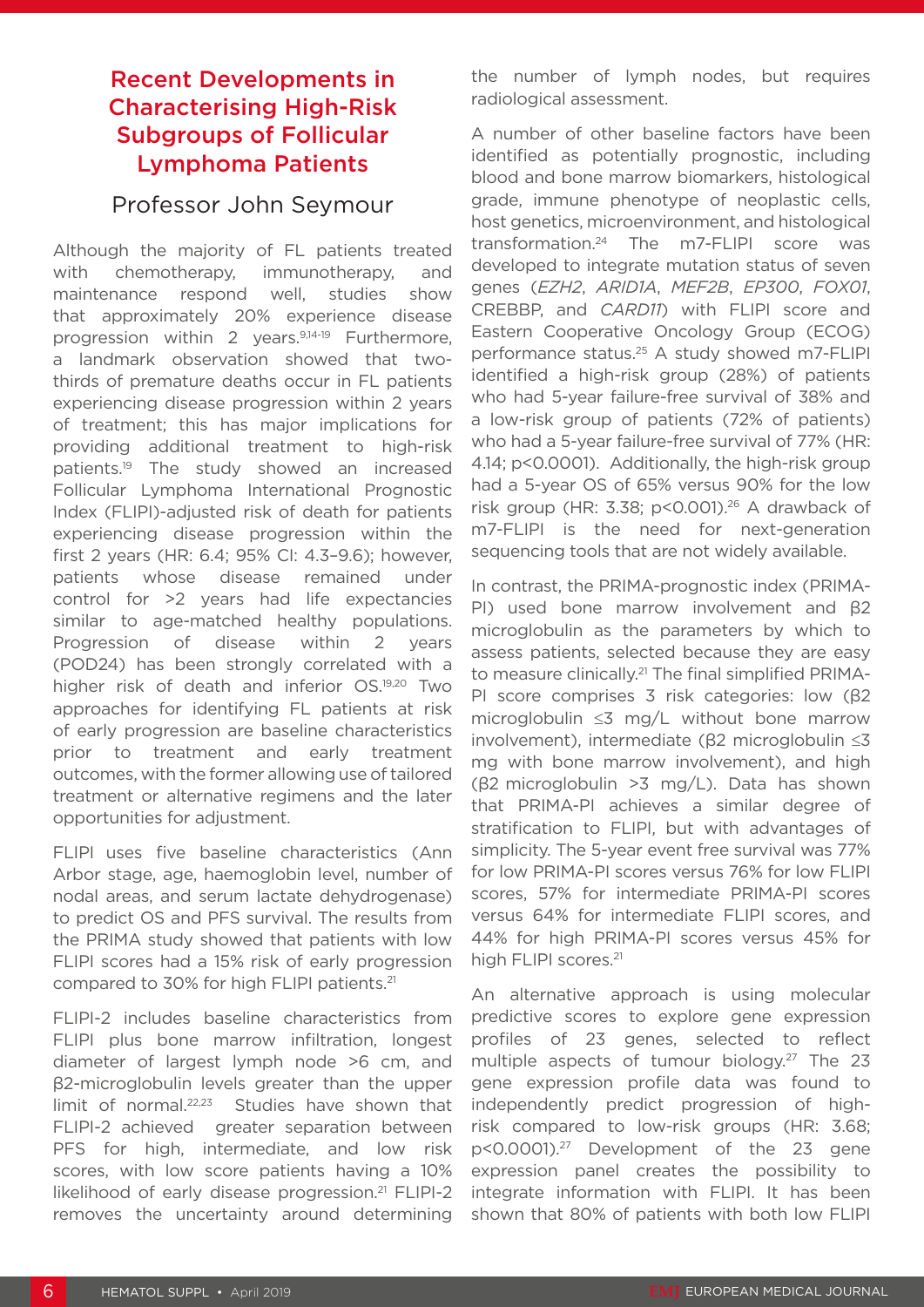## Recent Developments in Characterising High-Risk Subgroups of Follicular Lymphoma Patients

### Professor John Seymour

Although the majority of FL patients treated with chemotherapy, immunotherapy, and maintenance respond well, studies show that approximately 20% experience disease progression within 2 years.[9,14-19] Furthermore, a landmark observation showed that two-thirds of premature deaths occur in FL patients experiencing disease progression within 2 years of treatment; this has major implications for providing additional treatment to high-risk patients.[19] The study showed an increased Follicular Lymphoma International Prognostic Index (FLIPI)-adjusted risk of death for patients experiencing disease progression within the first 2 years (HR: 6.4; 95% CI: 4.3–9.6); however, patients whose disease remained under control for >2 years had life expectancies similar to age-matched healthy populations. Progression of disease within 2 years (POD24) has been strongly correlated with a higher risk of death and inferior OS.[19,20] Two approaches for identifying FL patients at risk of early progression are baseline characteristics prior to treatment and early treatment outcomes, with the former allowing use of tailored treatment or alternative regimens and the later opportunities for adjustment.

FLIPI uses five baseline characteristics (Ann Arbor stage, age, haemoglobin level, number of nodal areas, and serum lactate dehydrogenase) to predict OS and PFS survival. The results from the PRIMA study showed that patients with low FLIPI scores had a 15% risk of early progression compared to 30% for high FLIPI patients.[21]

FLIPI-2 includes baseline characteristics from FLIPI plus bone marrow infiltration, longest diameter of largest lymph node >6 cm, and β2-microglobulin levels greater than the upper limit of normal.[22,23] Studies have shown that FLIPI-2 achieved greater separation between PFS for high, intermediate, and low risk scores, with low score patients having a 10% likelihood of early disease progression.[21] FLIPI-2 removes the uncertainty around determining the number of lymph nodes, but requires radiological assessment.

A number of other baseline factors have been identified as potentially prognostic, including blood and bone marrow biomarkers, histological grade, immune phenotype of neoplastic cells, host genetics, microenvironment, and histological transformation.[24] The m7-FLIPI score was developed to integrate mutation status of seven genes (*EZH2*, *ARID1A*, *MEF2B*, *EP300*, *FOX01*, CREBBP, and *CARD11*) with FLIPI score and Eastern Cooperative Oncology Group (ECOG) performance status.[25] A study showed m7-FLIPI identified a high-risk group (28%) of patients who had 5-year failure-free survival of 38% and a low-risk group of patients (72% of patients) who had a 5-year failure-free survival of 77% (HR: 4.14; p<0.0001). Additionally, the high-risk group had a 5-year OS of 65% versus 90% for the low risk group (HR: 3.38; p<0.001).[26] A drawback of m7-FLIPI is the need for next-generation sequencing tools that are not widely available.

In contrast, the PRIMA-prognostic index (PRIMA-PI) used bone marrow involvement and β2 microglobulin as the parameters by which to assess patients, selected because they are easy to measure clinically.[21] The final simplified PRIMA-PI score comprises 3 risk categories: low (β2 microglobulin ≤3 mg/L without bone marrow involvement), intermediate (β2 microglobulin ≤3 mg with bone marrow involvement), and high (β2 microglobulin >3 mg/L). Data has shown that PRIMA-PI achieves a similar degree of stratification to FLIPI, but with advantages of simplicity. The 5-year event free survival was 77% for low PRIMA-PI scores versus 76% for low FLIPI scores, 57% for intermediate PRIMA-PI scores versus 64% for intermediate FLIPI scores, and 44% for high PRIMA-PI scores versus 45% for high FLIPI scores.[21]

An alternative approach is using molecular predictive scores to explore gene expression profiles of 23 genes, selected to reflect multiple aspects of tumour biology.[27] The 23 gene expression profile data was found to independently predict progression of high-risk compared to low-risk groups (HR: 3.68; p<0.0001).[27] Development of the 23 gene expression panel creates the possibility to integrate information with FLIPI. It has been shown that 80% of patients with both low FLIPI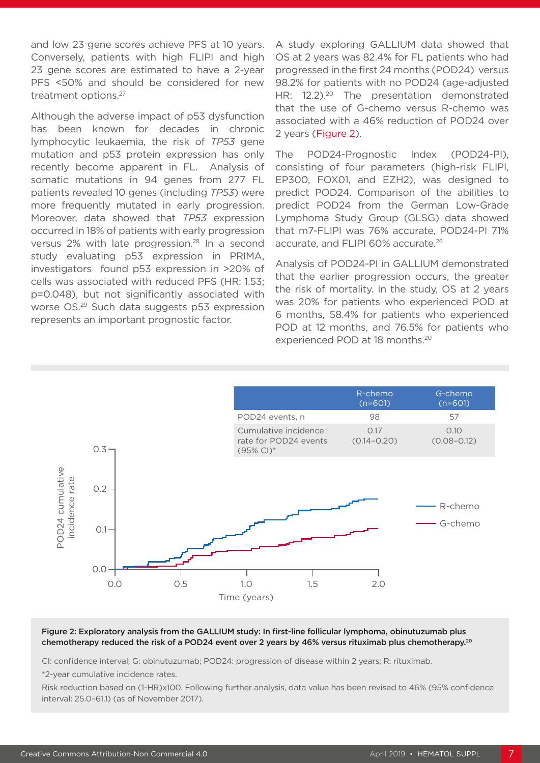and low 23 gene scores achieve PFS at 10 years. Conversely, patients with high FLIPI and high 23 gene scores are estimated to have a 2-year PFS <50% and should be considered for new treatment options.[27]

Although the adverse impact of p53 dysfunction has been known for decades in chronic lymphocytic leukaemia, the risk of *TP53* gene mutation and p53 protein expression has only recently become apparent in FL. Analysis of somatic mutations in 94 genes from 277 FL patients revealed 10 genes (including *TP53*) were more frequently mutated in early progression. Moreover, data showed that *TP53* expression occurred in 18% of patients with early progression versus 2% with late progression.[28] In a second study evaluating p53 expression in PRIMA, investigators found p53 expression in >20% of cells was associated with reduced PFS (HR: 1.53; p=0.048), but not significantly associated with worse OS.[29] Such data suggests p53 expression represents an important prognostic factor.

A study exploring GALLIUM data showed that OS at 2 years was 82.4% for FL patients who had progressed in the first 24 months (POD24) versus 98.2% for patients with no POD24 (age-adjusted HR: 12.2).[20] The presentation demonstrated that the use of G-chemo versus R-chemo was associated with a 46% reduction of POD24 over 2 years (Figure 2).

The POD24-Prognostic Index (POD24-PI), consisting of four parameters (high-risk FLIPI, EP300, FOX01, and EZH2), was designed to predict POD24. Comparison of the abilities to predict POD24 from the German Low-Grade Lymphoma Study Group (GLSG) data showed that m7-FLIPI was 76% accurate, POD24-PI 71% accurate, and FLIPI 60% accurate.[26]

Analysis of POD24-PI in GALLIUM demonstrated that the earlier progression occurs, the greater the risk of mortality. In the study, OS at 2 years was 20% for patients who experienced POD at 6 months, 58.4% for patients who experienced POD at 12 months, and 76.5% for patients who experienced POD at 18 months.[20]

| | R-chemo (n=601) | G-chemo (n=601) |
|---|---|---|
| POD24 events, n | 98 | 57 |
| Cumulative incidence rate for POD24 events (95% CI)* | 0.17 (0.14–0.20) | 0.10 (0.08–0.12) |

**Figure 2: Exploratory analysis from the GALLIUM study: In first-line follicular lymphoma, obinutuzumab plus chemotherapy reduced the risk of a POD24 event over 2 years by 46% versus rituximab plus chemotherapy.[20]**

CI: confidence interval; G: obinutuzumab; POD24: progression of disease within 2 years; R: rituximab.

*2-year cumulative incidence rates.

Risk reduction based on (1-HR)x100. Following further analysis, data value has been revised to 46% (95% confidence interval: 25.0–61.1) (as of November 2017).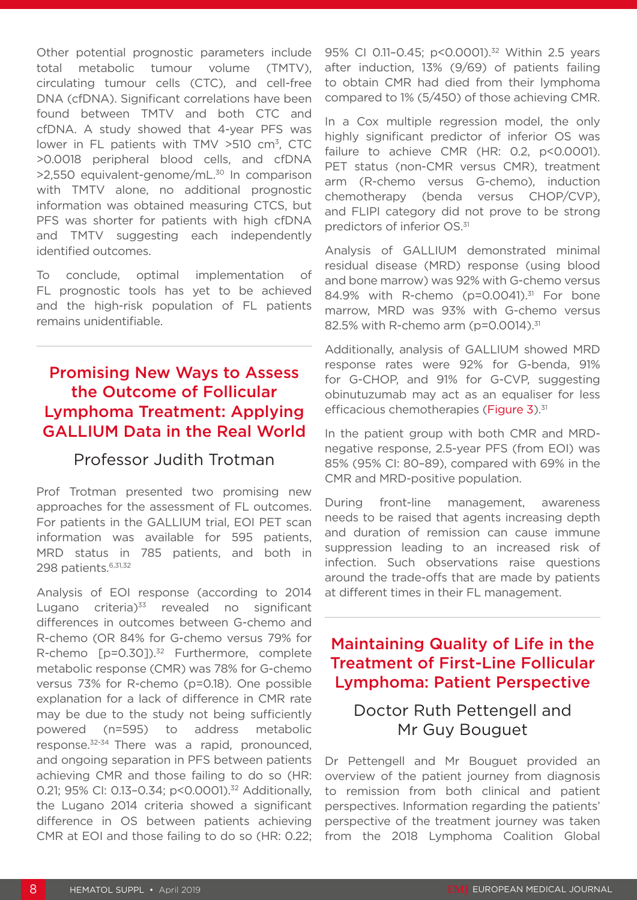Other potential prognostic parameters include total metabolic tumour volume (TMTV), circulating tumour cells (CTC), and cell-free DNA (cfDNA). Significant correlations have been found between TMTV and both CTC and cfDNA. A study showed that 4-year PFS was lower in FL patients with TMV >510 $cm^3$, CTC >0.0018 peripheral blood cells, and cfDNA >2,550 equivalent-genome/mL.[30] In comparison with TMTV alone, no additional prognostic information was obtained measuring CTCS, but PFS was shorter for patients with high cfDNA and TMTV suggesting each independently identified outcomes.

To conclude, optimal implementation of FL prognostic tools has yet to be achieved and the high-risk population of FL patients remains unidentifiable.

## Promising New Ways to Assess the Outcome of Follicular Lymphoma Treatment: Applying GALLIUM Data in the Real World

### Professor Judith Trotman

Prof Trotman presented two promising new approaches for the assessment of FL outcomes. For patients in the GALLIUM trial, EOI PET scan information was available for 595 patients, MRD status in 785 patients, and both in 298 patients.[6,31,32]

Analysis of EOI response (according to 2014 Lugano criteria)[33] revealed no significant differences in outcomes between G-chemo and R-chemo (OR 84% for G-chemo versus 79% for R-chemo [p=0.30]).[32] Furthermore, complete metabolic response (CMR) was 78% for G-chemo versus 73% for R-chemo (p=0.18). One possible explanation for a lack of difference in CMR rate may be due to the study not being sufficiently powered (n=595) to address metabolic response.[32-34] There was a rapid, pronounced, and ongoing separation in PFS between patients achieving CMR and those failing to do so (HR: 0.21; 95% CI: 0.13–0.34; p<0.0001).[32] Additionally, the Lugano 2014 criteria showed a significant difference in OS between patients achieving CMR at EOI and those failing to do so (HR: 0.22; 95% CI 0.11–0.45; p<0.0001).[32] Within 2.5 years after induction, 13% (9/69) of patients failing to obtain CMR had died from their lymphoma compared to 1% (5/450) of those achieving CMR.

In a Cox multiple regression model, the only highly significant predictor of inferior OS was failure to achieve CMR (HR: 0.2, p<0.0001). PET status (non-CMR versus CMR), treatment arm (R-chemo versus G-chemo), induction chemotherapy (benda versus CHOP/CVP), and FLIPI category did not prove to be strong predictors of inferior OS.[31]

Analysis of GALLIUM demonstrated minimal residual disease (MRD) response (using blood and bone marrow) was 92% with G-chemo versus 84.9% with R-chemo (p=0.0041).[31] For bone marrow, MRD was 93% with G-chemo versus 82.5% with R-chemo arm (p=0.0014).[31]

Additionally, analysis of GALLIUM showed MRD response rates were 92% for G-benda, 91% for G-CHOP, and 91% for G-CVP, suggesting obinutuzumab may act as an equaliser for less efficacious chemotherapies (Figure 3).[31]

In the patient group with both CMR and MRD-negative response, 2.5-year PFS (from EOI) was 85% (95% CI: 80–89), compared with 69% in the CMR and MRD-positive population.

During front-line management, awareness needs to be raised that agents increasing depth and duration of remission can cause immune suppression leading to an increased risk of infection. Such observations raise questions around the trade-offs that are made by patients at different times in their FL management.

## Maintaining Quality of Life in the Treatment of First-Line Follicular Lymphoma: Patient Perspective

### Doctor Ruth Pettengell and Mr Guy Bouguet

Dr Pettengell and Mr Bouguet provided an overview of the patient journey from diagnosis to remission from both clinical and patient perspectives. Information regarding the patients' perspective of the treatment journey was taken from the 2018 Lymphoma Coalition Global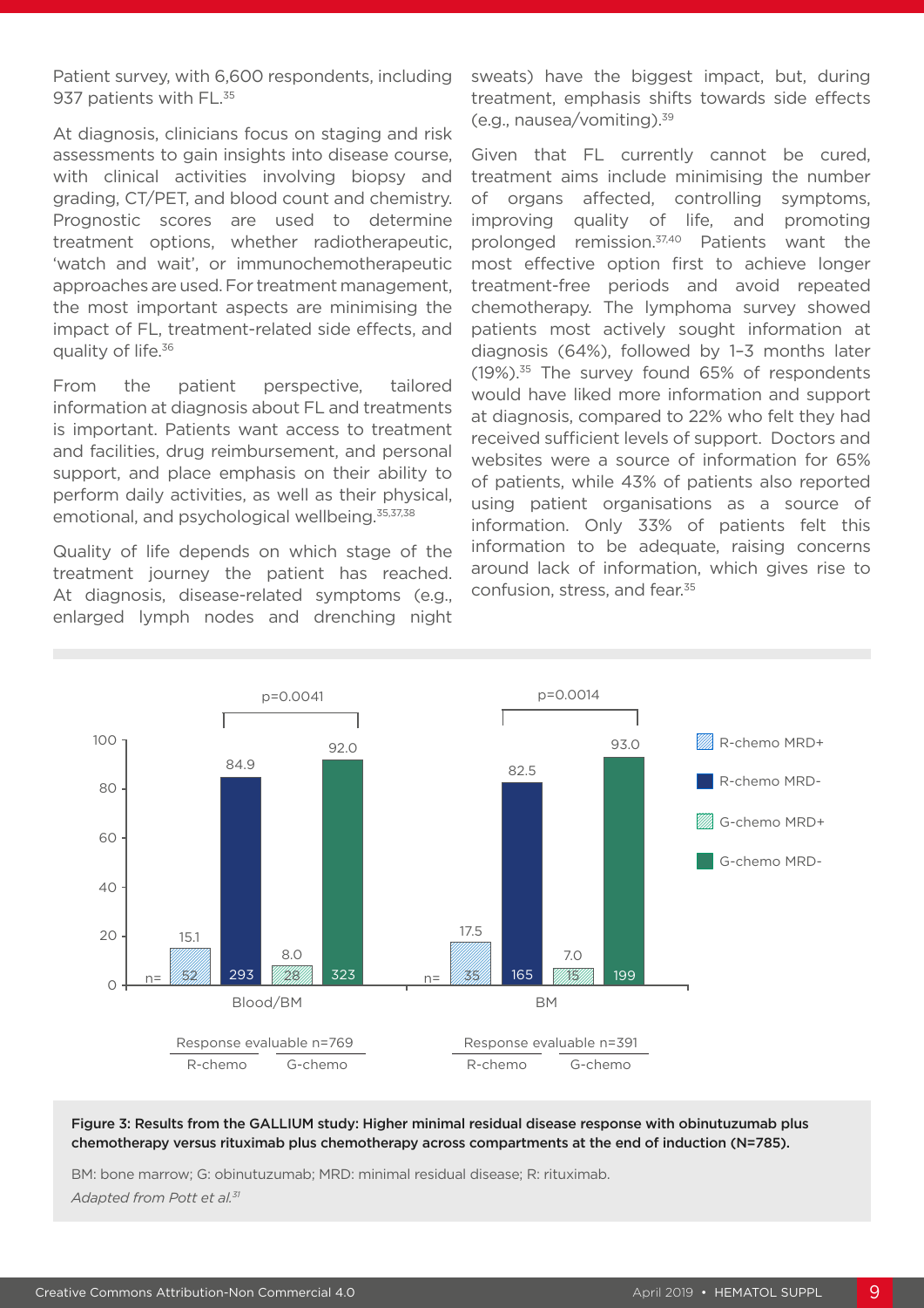Patient survey, with 6,600 respondents, including 937 patients with FL.[35]

At diagnosis, clinicians focus on staging and risk assessments to gain insights into disease course, with clinical activities involving biopsy and grading, CT/PET, and blood count and chemistry. Prognostic scores are used to determine treatment options, whether radiotherapeutic, 'watch and wait', or immunochemotherapeutic approaches are used. For treatment management, the most important aspects are minimising the impact of FL, treatment-related side effects, and quality of life.[36]

From the patient perspective, tailored information at diagnosis about FL and treatments is important. Patients want access to treatment and facilities, drug reimbursement, and personal support, and place emphasis on their ability to perform daily activities, as well as their physical, emotional, and psychological wellbeing.[35,37,38]

Quality of life depends on which stage of the treatment journey the patient has reached. At diagnosis, disease-related symptoms (e.g., enlarged lymph nodes and drenching night sweats) have the biggest impact, but, during treatment, emphasis shifts towards side effects (e.g., nausea/vomiting).[39]

Given that FL currently cannot be cured, treatment aims include minimising the number of organs affected, controlling symptoms, improving quality of life, and promoting prolonged remission.[37,40] Patients want the most effective option first to achieve longer treatment-free periods and avoid repeated chemotherapy. The lymphoma survey showed patients most actively sought information at diagnosis (64%), followed by 1–3 months later (19%).[35] The survey found 65% of respondents would have liked more information and support at diagnosis, compared to 22% who felt they had received sufficient levels of support. Doctors and websites were a source of information for 65% of patients, while 43% of patients also reported using patient organisations as a source of information. Only 33% of patients felt this information to be adequate, raising concerns around lack of information, which gives rise to confusion, stress, and fear.[35]

| | Blood/BM: R-chemo MRD+ | Blood/BM: R-chemo MRD- | Blood/BM: G-chemo MRD+ | Blood/BM: G-chemo MRD- | BM: R-chemo MRD+ | BM: R-chemo MRD- | BM: G-chemo MRD+ | BM: G-chemo MRD- |
|---|---|---|---|---|---|---|---|---|
| % | 15.1 | 84.9 | 8.0 | 92.0 | 17.5 | 82.5 | 7.0 | 93.0 |
| n= | 52 | 293 | 28 | 323 | 35 | 165 | 15 | 199 |

Blood/BM: p=0.0041; Response evaluable n=769. BM: p=0.0014; Response evaluable n=391.

**Figure 3: Results from the GALLIUM study: Higher minimal residual disease response with obinutuzumab plus chemotherapy versus rituximab plus chemotherapy across compartments at the end of induction (N=785).**

BM: bone marrow; G: obinutuzumab; MRD: minimal residual disease; R: rituximab.

*Adapted from Pott et al.*[31]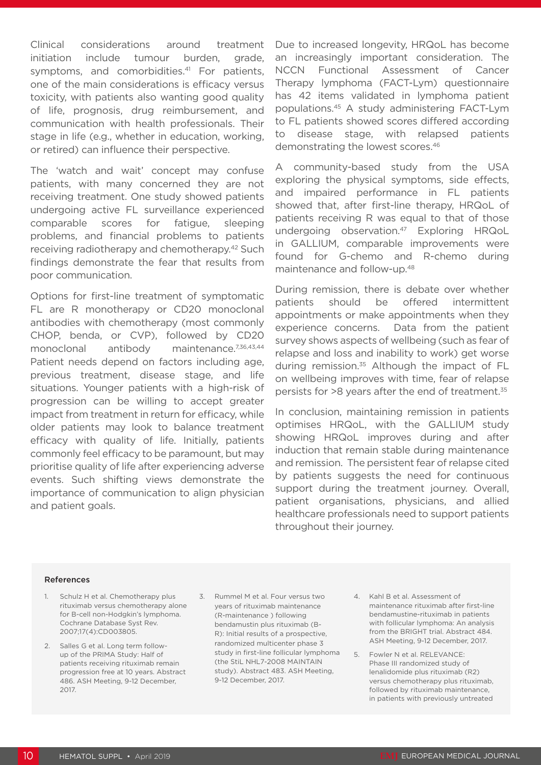Clinical considerations around treatment initiation include tumour burden, grade, symptoms, and comorbidities.[41] For patients, one of the main considerations is efficacy versus toxicity, with patients also wanting good quality of life, prognosis, drug reimbursement, and communication with health professionals. Their stage in life (e.g., whether in education, working, or retired) can influence their perspective.

The 'watch and wait' concept may confuse patients, with many concerned they are not receiving treatment. One study showed patients undergoing active FL surveillance experienced comparable scores for fatigue, sleeping problems, and financial problems to patients receiving radiotherapy and chemotherapy.[42] Such findings demonstrate the fear that results from poor communication.

Options for first-line treatment of symptomatic FL are R monotherapy or CD20 monoclonal antibodies with chemotherapy (most commonly CHOP, benda, or CVP), followed by CD20 monoclonal antibody maintenance.[7,36,43,44] Patient needs depend on factors including age, previous treatment, disease stage, and life situations. Younger patients with a high-risk of progression can be willing to accept greater impact from treatment in return for efficacy, while older patients may look to balance treatment efficacy with quality of life. Initially, patients commonly feel efficacy to be paramount, but may prioritise quality of life after experiencing adverse events. Such shifting views demonstrate the importance of communication to align physician and patient goals.

Due to increased longevity, HRQoL has become an increasingly important consideration. The NCCN Functional Assessment of Cancer Therapy lymphoma (FACT-Lym) questionnaire has 42 items validated in lymphoma patient populations.[45] A study administering FACT-Lym to FL patients showed scores differed according to disease stage, with relapsed patients demonstrating the lowest scores.[46]

A community-based study from the USA exploring the physical symptoms, side effects, and impaired performance in FL patients showed that, after first-line therapy, HRQoL of patients receiving R was equal to that of those undergoing observation.[47] Exploring HRQoL in GALLIUM, comparable improvements were found for G-chemo and R-chemo during maintenance and follow-up.[48]

During remission, there is debate over whether patients should be offered intermittent appointments or make appointments when they experience concerns. Data from the patient survey shows aspects of wellbeing (such as fear of relapse and loss and inability to work) get worse during remission.[35] Although the impact of FL on wellbeing improves with time, fear of relapse persists for >8 years after the end of treatment.[35]

In conclusion, maintaining remission in patients optimises HRQoL, with the GALLIUM study showing HRQoL improves during and after induction that remain stable during maintenance and remission. The persistent fear of relapse cited by patients suggests the need for continuous support during the treatment journey. Overall, patient organisations, physicians, and allied healthcare professionals need to support patients throughout their journey.

### References

1. Schulz H et al. Chemotherapy plus rituximab versus chemotherapy alone for B-cell non-Hodgkin's lymphoma. Cochrane Database Syst Rev. 2007;17(4):CD003805.
2. Salles G et al. Long term follow-up of the PRIMA Study: Half of patients receiving rituximab remain progression free at 10 years. Abstract 486. ASH Meeting, 9-12 December, 2017.
3. Rummel M et al. Four versus two years of rituximab maintenance (R-maintenance ) following bendamustin plus rituximab (B-R): Initial results of a prospective, randomized multicenter phase 3 study in first-line follicular lymphoma (the StiL NHL7-2008 MAINTAIN study). Abstract 483. ASH Meeting, 9-12 December, 2017.
4. Kahl B et al. Assessment of maintenance rituximab after first-line bendamustine-rituximab in patients with follicular lymphoma: An analysis from the BRIGHT trial. Abstract 484. ASH Meeting, 9-12 December, 2017.
5. Fowler N et al. RELEVANCE: Phase III randomized study of lenalidomide plus rituximab (R2) versus chemotherapy plus rituximab, followed by rituximab maintenance, in patients with previously untreated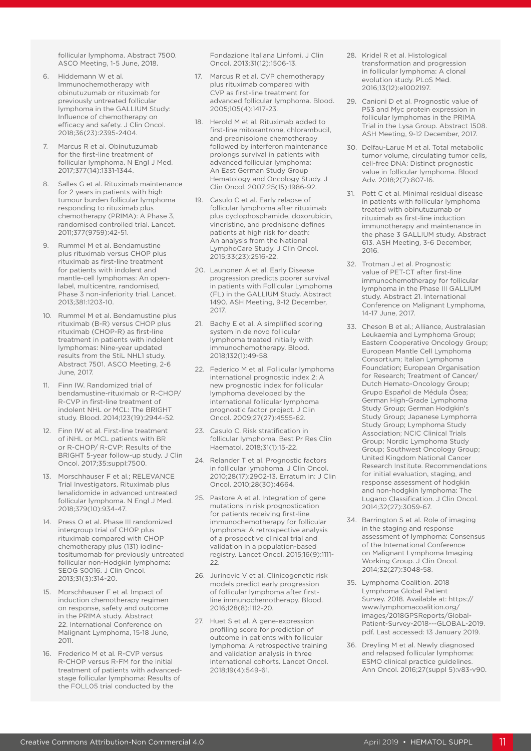follicular lymphoma. Abstract 7500. ASCO Meeting, 1-5 June, 2018.

6. Hiddemann W et al. Immunochemotherapy with obinutuzumab or rituximab for previously untreated follicular lymphoma in the GALLIUM Study: Influence of chemotherapy on efficacy and safety. J Clin Oncol. 2018;36(23):2395-2404.
7. Marcus R et al. Obinutuzumab for the first-line treatment of follicular lymphoma. N Engl J Med. 2017;377(14):1331-1344.
8. Salles G et al. Rituximab maintenance for 2 years in patients with high tumour burden follicular lymphoma responding to rituximab plus chemotherapy (PRIMA): A Phase 3, randomised controlled trial. Lancet. 2011;377(9759):42-51.
9. Rummel M et al. Bendamustine plus rituximab versus CHOP plus rituximab as first-line treatment for patients with indolent and mantle-cell lymphomas: An open-label, multicentre, randomised, Phase 3 non-inferiority trial. Lancet. 2013;381:1203-10.
10. Rummel M et al. Bendamustine plus rituximab (B-R) versus CHOP plus rituximab (CHOP-R) as first-line treatment in patients with indolent lymphomas: Nine-year updated results from the StiL NHL1 study. Abstract 7501. ASCO Meeting, 2-6 June, 2017.
11. Finn IW. Randomized trial of bendamustine-rituximab or R-CHOP/R-CVP in first-line treatment of indolent NHL or MCL: The BRIGHT study. Blood. 2014;123(19):2944-52.
12. Finn IW et al. First-line treatment of iNHL or MCL patients with BR or R-CHOP/ R-CVP: Results of the BRIGHT 5-year follow-up study. J Clin Oncol. 2017;35:suppl:7500.
13. Morschhauser F et al.; RELEVANCE Trial Investigators. Rituximab plus lenalidomide in advanced untreated follicular lymphoma. N Engl J Med. 2018;379(10):934-47.
14. Press O et al. Phase III randomized intergroup trial of CHOP plus rituximab compared with CHOP chemotherapy plus (131) iodine-tositumomab for previously untreated follicular non-Hodgkin lymphoma: SEOG S0016. J Clin Oncol. 2013;31(3):314-20.
15. Morschhauser F et al. Impact of induction chemotherapy regimen on response, safety and outcome in the PRIMA study. Abstract 22. International Conference on Malignant Lymphoma, 15-18 June, 2011.
16. Frederico M et al. R-CVP versus R-CHOP versus R-FM for the initial treatment of patients with advanced-stage follicular lymphoma: Results of the FOLL05 trial conducted by the Fondazione Italiana Linfomi. J Clin Oncol. 2013;31(12):1506-13.
17. Marcus R et al. CVP chemotherapy plus rituximab compared with CVP as first-line treatment for advanced follicular lymphoma. Blood. 2005;105(4):1417-23.
18. Herold M et al. Rituximab added to first-line mitoxantrone, chlorambucil, and prednisolone chemotherapy followed by interferon maintenance prolongs survival in patients with advanced follicular lymphoma: An East German Study Group Hematology and Oncology Study. J Clin Oncol. 2007;25(15):1986-92.
19. Casulo C et al. Early relapse of follicular lymphoma after rituximab plus cyclophosphamide, doxorubicin, vincristine, and prednisone defines patients at high risk for death: An analysis from the National LymphoCare Study. J Clin Oncol. 2015;33(23):2516-22.
20. Launonen A et al. Early Disease progression predicts poorer survival in patients with Follicular Lymphoma (FL) in the GALLIUM Study. Abstract 1490. ASH Meeting, 9-12 December, 2017.
21. Bachy E et al. A simplified scoring system in de novo follicular lymphoma treated initially with immunochemotherapy. Blood. 2018;132(1):49-58.
22. Federico M et al. Follicular lymphoma international prognostic index 2: A new prognostic index for follicular lymphoma developed by the international follicular lymphoma prognostic factor project. J Clin Oncol. 2009;27(27):4555-62.
23. Casulo C. Risk stratification in follicular lymphoma. Best Pr Res Clin Haematol. 2018;31(1):15-22.
24. Relander T et al. Prognostic factors in follicular lymphoma. J Clin Oncol. 2010;28(17):2902-13. Erratum in: J Clin Oncol. 2010;28(30):4664.
25. Pastore A et al. Integration of gene mutations in risk prognostication for patients receiving first-line immunochemotherapy for follicular lymphoma: A retrospective analysis of a prospective clinical trial and validation in a population-based registry. Lancet Oncol. 2015;16(9):1111-22.
26. Jurinovic V et al. Clinicogenetic risk models predict early progression of follicular lymphoma after first-line immunochemotherapy. Blood. 2016;128(8):1112-20.
27. Huet S et al. A gene-expression profiling score for prediction of outcome in patients with follicular lymphoma: A retrospective training and validation analysis in three international cohorts. Lancet Oncol. 2018;19(4):549-61.
28. Kridel R et al. Histological transformation and progression in follicular lymphoma: A clonal evolution study. PLoS Med. 2016;13(12):e1002197.
29. Canioni D et al. Prognostic value of P53 and Myc protein expression in follicular lymphomas in the PRIMA Trial in the Lysa Group. Abstract 1508. ASH Meeting, 9-12 December, 2017.
30. Delfau-Larue M et al. Total metabolic tumor volume, circulating tumor cells, cell-free DNA: Distinct prognostic value in follicular lymphoma. Blood Adv. 2018;2(7):807-16.
31. Pott C et al. Minimal residual disease in patients with follicular lymphoma treated with obinutuzumab or rituximab as first-line induction immunotherapy and maintenance in the phase 3 GALLIUM study. Abstract 613. ASH Meeting, 3-6 December, 2016.
32. Trotman J et al. Prognostic value of PET-CT after first-line immunochemotherapy for follicular lymphoma in the Phase III GALLIUM study. Abstract 21. International Conference on Malignant Lymphoma, 14-17 June, 2017.
33. Cheson B et al.; Alliance, Australasian Leukaemia and Lymphoma Group; Eastern Cooperative Oncology Group; European Mantle Cell Lymphoma Consortium; Italian Lymphoma Foundation; European Organisation for Research; Treatment of Cancer/Dutch Hemato-Oncology Group; Grupo Español de Médula Ósea; German High-Grade Lymphoma Study Group; German Hodgkin's Study Group; Japanese Lymphorra Study Group; Lymphoma Study Association; NCIC Clinical Trials Group; Nordic Lymphoma Study Group; Southwest Oncology Group; United Kingdom National Cancer Research Institute. Recommendations for initial evaluation, staging, and response assessment of hodgkin and non-hodgkin lymphoma: The Lugano Classification. J Clin Oncol. 2014;32(27):3059-67.
34. Barrington S et al. Role of imaging in the staging and response assessment of lymphoma: Consensus of the International Conference on Malignant Lymphoma Imaging Working Group. J Clin Oncol. 2014;32(27):3048-58.
35. Lymphoma Coalition. 2018 Lymphoma Global Patient Survey. 2018. Available at: https://www.lymphomacoalition.org/images/2018GPSReports/Global-Patient-Survey-2018---GLOBAL-2019.pdf. Last accessed: 13 January 2019.
36. Dreyling M et al. Newly diagnosed and relapsed follicular lymphoma: ESMO clinical practice guidelines. Ann Oncol. 2016;27(suppl 5):v83-v90.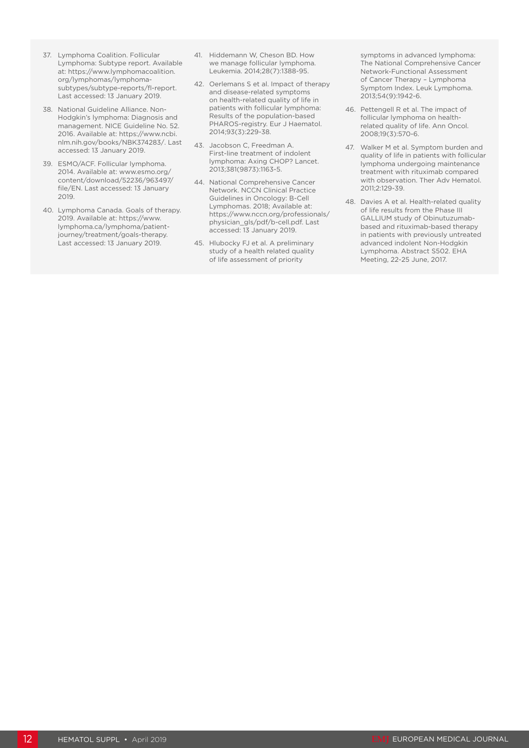37. Lymphoma Coalition. Follicular Lymphoma: Subtype report. Available at: https://www.lymphomacoalition.org/lymphomas/lymphoma-subtypes/subtype-reports/fl-report. Last accessed: 13 January 2019.
38. National Guideline Alliance. Non-Hodgkin's lymphoma: Diagnosis and management. NICE Guideline No. 52. 2016. Available at: https://www.ncbi.nlm.nih.gov/books/NBK374283/. Last accessed: 13 January 2019.
39. ESMO/ACF. Follicular lymphoma. 2014. Available at: www.esmo.org/content/download/52236/963497/file/EN. Last accessed: 13 January 2019.
40. Lymphoma Canada. Goals of therapy. 2019. Available at: https://www.lymphoma.ca/lymphoma/patient-journey/treatment/goals-therapy. Last accessed: 13 January 2019.
41. Hiddemann W, Cheson BD. How we manage follicular lymphoma. Leukemia. 2014;28(7):1388-95.
42. Oerlemans S et al. Impact of therapy and disease-related symptoms on health-related quality of life in patients with follicular lymphoma: Results of the population-based PHAROS-registry. Eur J Haematol. 2014;93(3):229-38.
43. Jacobson C, Freedman A. First-line treatment of indolent lymphoma: Axing CHOP? Lancet. 2013;381(9873):1163-5.
44. National Comprehensive Cancer Network. NCCN Clinical Practice Guidelines in Oncology: B-Cell Lymphomas. 2018; Available at: https://www.nccn.org/professionals/physician_gls/pdf/b-cell.pdf. Last accessed: 13 January 2019.
45. Hlubocky FJ et al. A preliminary study of a health related quality of life assessment of priority symptoms in advanced lymphoma: The National Comprehensive Cancer Network-Functional Assessment of Cancer Therapy – Lymphoma Symptom Index. Leuk Lymphoma. 2013;54(9):1942-6.
46. Pettengell R et al. The impact of follicular lymphoma on health-related quality of life. Ann Oncol. 2008;19(3):570-6.
47. Walker M et al. Symptom burden and quality of life in patients with follicular lymphoma undergoing maintenance treatment with rituximab compared with observation. Ther Adv Hematol. 2011;2:129-39.
48. Davies A et al. Health-related quality of life results from the Phase III GALLIUM study of Obinutuzumab-based and rituximab-based therapy in patients with previously untreated advanced indolent Non-Hodgkin Lymphoma. Abstract S502. EHA Meeting, 22-25 June, 2017.